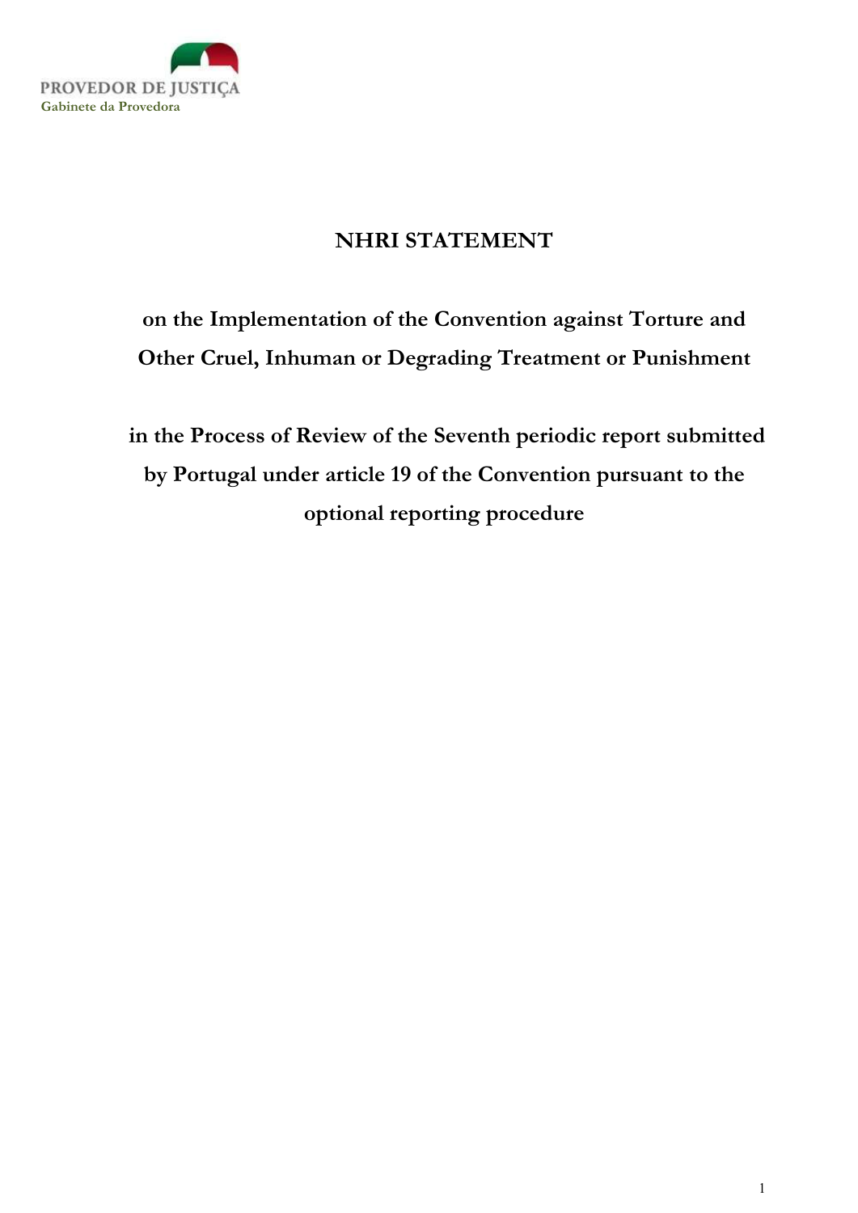PROVEDOR DE JUSTIÇA
Gabinete da Provedora

# NHRI STATEMENT

## on the Implementation of the Convention against Torture and Other Cruel, Inhuman or Degrading Treatment or Punishment

## in the Process of Review of the Seventh periodic report submitted by Portugal under article 19 of the Convention pursuant to the optional reporting procedure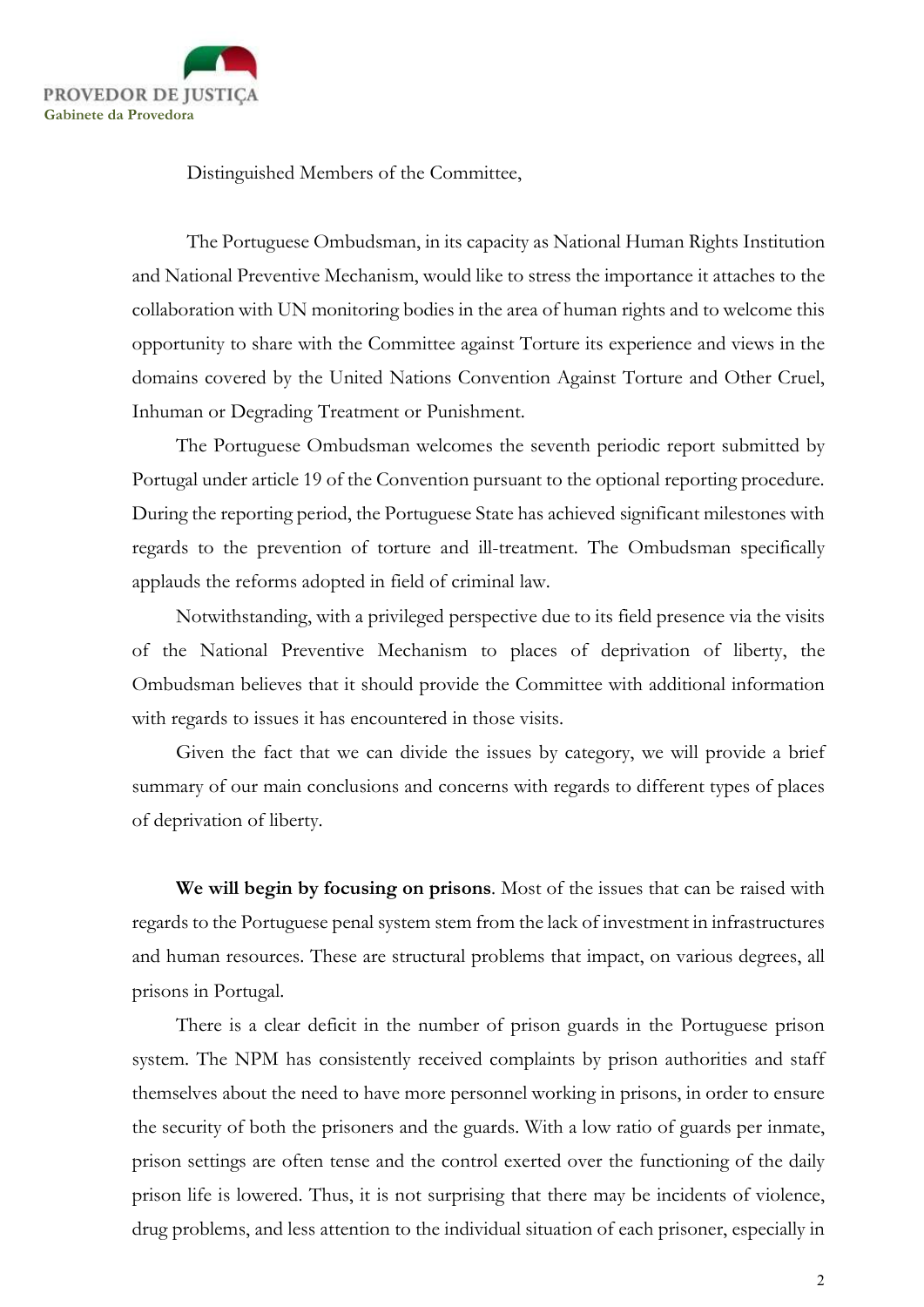Distinguished Members of the Committee,

The Portuguese Ombudsman, in its capacity as National Human Rights Institution and National Preventive Mechanism, would like to stress the importance it attaches to the collaboration with UN monitoring bodies in the area of human rights and to welcome this opportunity to share with the Committee against Torture its experience and views in the domains covered by the United Nations Convention Against Torture and Other Cruel, Inhuman or Degrading Treatment or Punishment.

The Portuguese Ombudsman welcomes the seventh periodic report submitted by Portugal under article 19 of the Convention pursuant to the optional reporting procedure. During the reporting period, the Portuguese State has achieved significant milestones with regards to the prevention of torture and ill-treatment. The Ombudsman specifically applauds the reforms adopted in field of criminal law.

Notwithstanding, with a privileged perspective due to its field presence via the visits of the National Preventive Mechanism to places of deprivation of liberty, the Ombudsman believes that it should provide the Committee with additional information with regards to issues it has encountered in those visits.

Given the fact that we can divide the issues by category, we will provide a brief summary of our main conclusions and concerns with regards to different types of places of deprivation of liberty.

**We will begin by focusing on prisons**. Most of the issues that can be raised with regards to the Portuguese penal system stem from the lack of investment in infrastructures and human resources. These are structural problems that impact, on various degrees, all prisons in Portugal.

There is a clear deficit in the number of prison guards in the Portuguese prison system. The NPM has consistently received complaints by prison authorities and staff themselves about the need to have more personnel working in prisons, in order to ensure the security of both the prisoners and the guards. With a low ratio of guards per inmate, prison settings are often tense and the control exerted over the functioning of the daily prison life is lowered. Thus, it is not surprising that there may be incidents of violence, drug problems, and less attention to the individual situation of each prisoner, especially in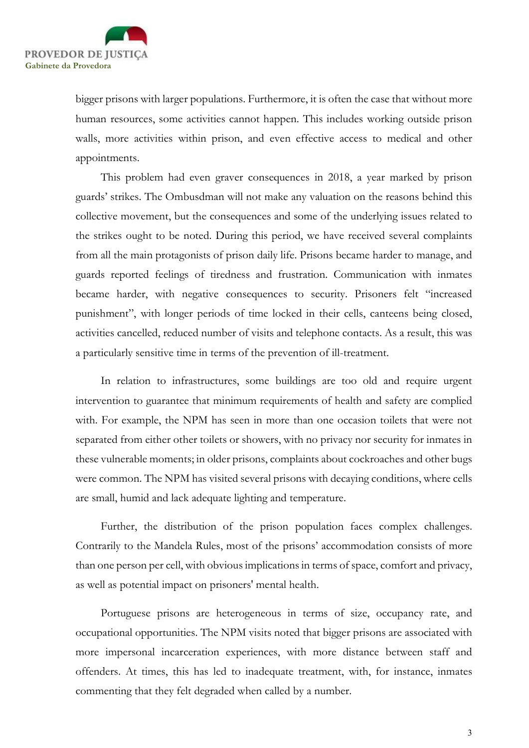bigger prisons with larger populations. Furthermore, it is often the case that without more human resources, some activities cannot happen. This includes working outside prison walls, more activities within prison, and even effective access to medical and other appointments.

This problem had even graver consequences in 2018, a year marked by prison guards' strikes. The Ombudsman will not make any valuation on the reasons behind this collective movement, but the consequences and some of the underlying issues related to the strikes ought to be noted. During this period, we have received several complaints from all the main protagonists of prison daily life. Prisons became harder to manage, and guards reported feelings of tiredness and frustration. Communication with inmates became harder, with negative consequences to security. Prisoners felt "increased punishment", with longer periods of time locked in their cells, canteens being closed, activities cancelled, reduced number of visits and telephone contacts. As a result, this was a particularly sensitive time in terms of the prevention of ill-treatment.

In relation to infrastructures, some buildings are too old and require urgent intervention to guarantee that minimum requirements of health and safety are complied with. For example, the NPM has seen in more than one occasion toilets that were not separated from either other toilets or showers, with no privacy nor security for inmates in these vulnerable moments; in older prisons, complaints about cockroaches and other bugs were common. The NPM has visited several prisons with decaying conditions, where cells are small, humid and lack adequate lighting and temperature.

Further, the distribution of the prison population faces complex challenges. Contrarily to the Mandela Rules, most of the prisons' accommodation consists of more than one person per cell, with obvious implications in terms of space, comfort and privacy, as well as potential impact on prisoners' mental health.

Portuguese prisons are heterogeneous in terms of size, occupancy rate, and occupational opportunities. The NPM visits noted that bigger prisons are associated with more impersonal incarceration experiences, with more distance between staff and offenders. At times, this has led to inadequate treatment, with, for instance, inmates commenting that they felt degraded when called by a number.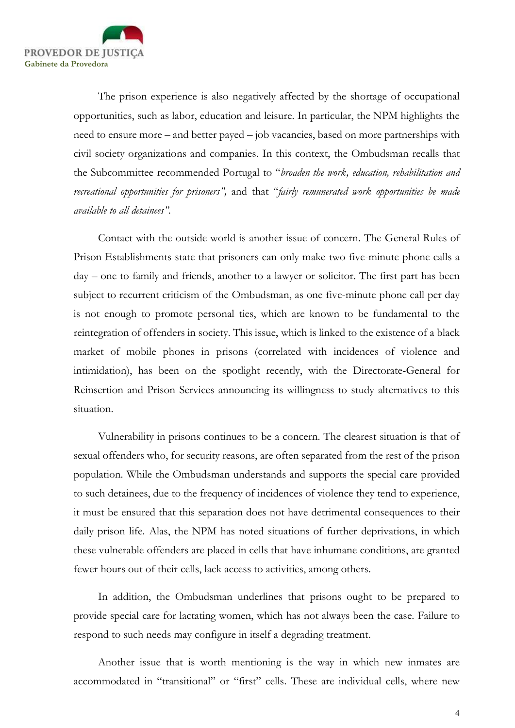The prison experience is also negatively affected by the shortage of occupational opportunities, such as labor, education and leisure. In particular, the NPM highlights the need to ensure more – and better payed – job vacancies, based on more partnerships with civil society organizations and companies. In this context, the Ombudsman recalls that the Subcommittee recommended Portugal to "*broaden the work, education, rehabilitation and recreational opportunities for prisoners",* and that "*fairly remunerated work opportunities be made available to all detainees"*.

Contact with the outside world is another issue of concern. The General Rules of Prison Establishments state that prisoners can only make two five-minute phone calls a day – one to family and friends, another to a lawyer or solicitor. The first part has been subject to recurrent criticism of the Ombudsman, as one five-minute phone call per day is not enough to promote personal ties, which are known to be fundamental to the reintegration of offenders in society. This issue, which is linked to the existence of a black market of mobile phones in prisons (correlated with incidences of violence and intimidation), has been on the spotlight recently, with the Directorate-General for Reinsertion and Prison Services announcing its willingness to study alternatives to this situation.

Vulnerability in prisons continues to be a concern. The clearest situation is that of sexual offenders who, for security reasons, are often separated from the rest of the prison population. While the Ombudsman understands and supports the special care provided to such detainees, due to the frequency of incidences of violence they tend to experience, it must be ensured that this separation does not have detrimental consequences to their daily prison life. Alas, the NPM has noted situations of further deprivations, in which these vulnerable offenders are placed in cells that have inhumane conditions, are granted fewer hours out of their cells, lack access to activities, among others.

In addition, the Ombudsman underlines that prisons ought to be prepared to provide special care for lactating women, which has not always been the case. Failure to respond to such needs may configure in itself a degrading treatment.

Another issue that is worth mentioning is the way in which new inmates are accommodated in "transitional" or "first" cells. These are individual cells, where new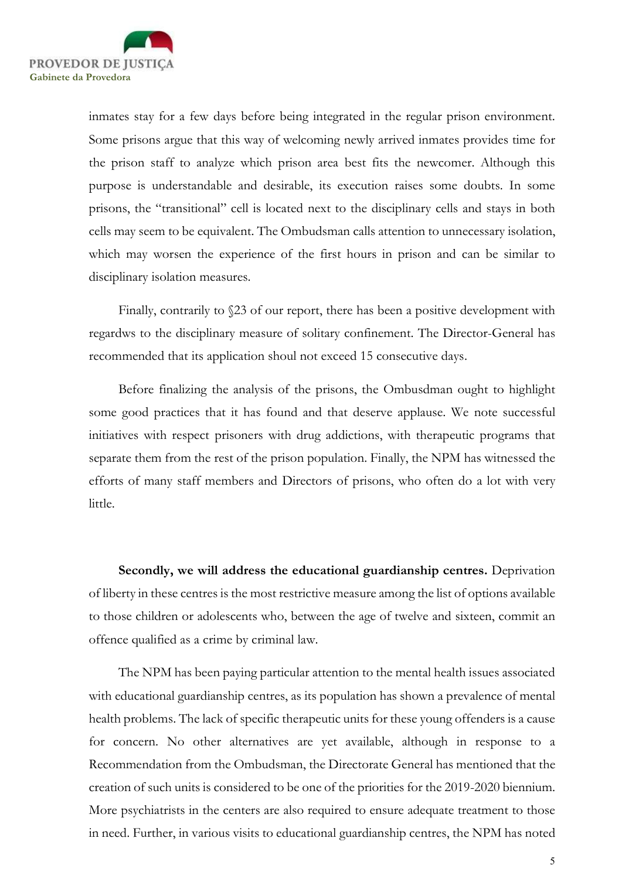inmates stay for a few days before being integrated in the regular prison environment. Some prisons argue that this way of welcoming newly arrived inmates provides time for the prison staff to analyze which prison area best fits the newcomer. Although this purpose is understandable and desirable, its execution raises some doubts. In some prisons, the "transitional" cell is located next to the disciplinary cells and stays in both cells may seem to be equivalent. The Ombudsman calls attention to unnecessary isolation, which may worsen the experience of the first hours in prison and can be similar to disciplinary isolation measures.

Finally, contrarily to §23 of our report, there has been a positive development with regardws to the disciplinary measure of solitary confinement. The Director-General has recommended that its application shoul not exceed 15 consecutive days.

Before finalizing the analysis of the prisons, the Ombudsman ought to highlight some good practices that it has found and that deserve applause. We note successful initiatives with respect prisoners with drug addictions, with therapeutic programs that separate them from the rest of the prison population. Finally, the NPM has witnessed the efforts of many staff members and Directors of prisons, who often do a lot with very little.

**Secondly, we will address the educational guardianship centres.** Deprivation of liberty in these centres is the most restrictive measure among the list of options available to those children or adolescents who, between the age of twelve and sixteen, commit an offence qualified as a crime by criminal law.

The NPM has been paying particular attention to the mental health issues associated with educational guardianship centres, as its population has shown a prevalence of mental health problems. The lack of specific therapeutic units for these young offenders is a cause for concern. No other alternatives are yet available, although in response to a Recommendation from the Ombudsman, the Directorate General has mentioned that the creation of such units is considered to be one of the priorities for the 2019-2020 biennium. More psychiatrists in the centers are also required to ensure adequate treatment to those in need. Further, in various visits to educational guardianship centres, the NPM has noted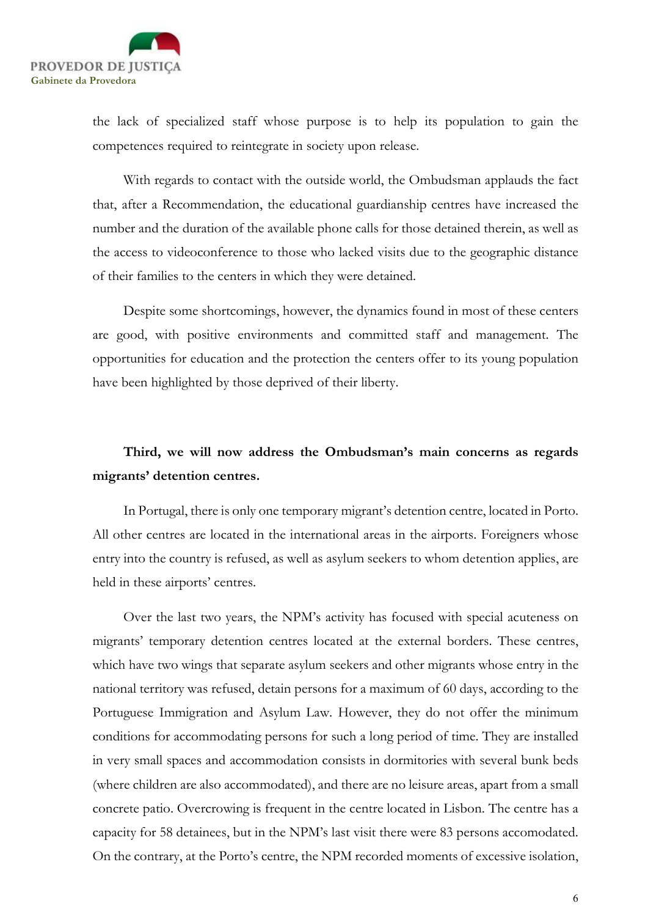the lack of specialized staff whose purpose is to help its population to gain the competences required to reintegrate in society upon release.

With regards to contact with the outside world, the Ombudsman applauds the fact that, after a Recommendation, the educational guardianship centres have increased the number and the duration of the available phone calls for those detained therein, as well as the access to videoconference to those who lacked visits due to the geographic distance of their families to the centers in which they were detained.

Despite some shortcomings, however, the dynamics found in most of these centers are good, with positive environments and committed staff and management. The opportunities for education and the protection the centers offer to its young population have been highlighted by those deprived of their liberty.

**Third, we will now address the Ombudsman's main concerns as regards migrants' detention centres.**

In Portugal, there is only one temporary migrant's detention centre, located in Porto. All other centres are located in the international areas in the airports. Foreigners whose entry into the country is refused, as well as asylum seekers to whom detention applies, are held in these airports' centres.

Over the last two years, the NPM's activity has focused with special acuteness on migrants' temporary detention centres located at the external borders. These centres, which have two wings that separate asylum seekers and other migrants whose entry in the national territory was refused, detain persons for a maximum of 60 days, according to the Portuguese Immigration and Asylum Law. However, they do not offer the minimum conditions for accommodating persons for such a long period of time. They are installed in very small spaces and accommodation consists in dormitories with several bunk beds (where children are also accommodated), and there are no leisure areas, apart from a small concrete patio. Overcrowing is frequent in the centre located in Lisbon. The centre has a capacity for 58 detainees, but in the NPM's last visit there were 83 persons accomodated. On the contrary, at the Porto's centre, the NPM recorded moments of excessive isolation,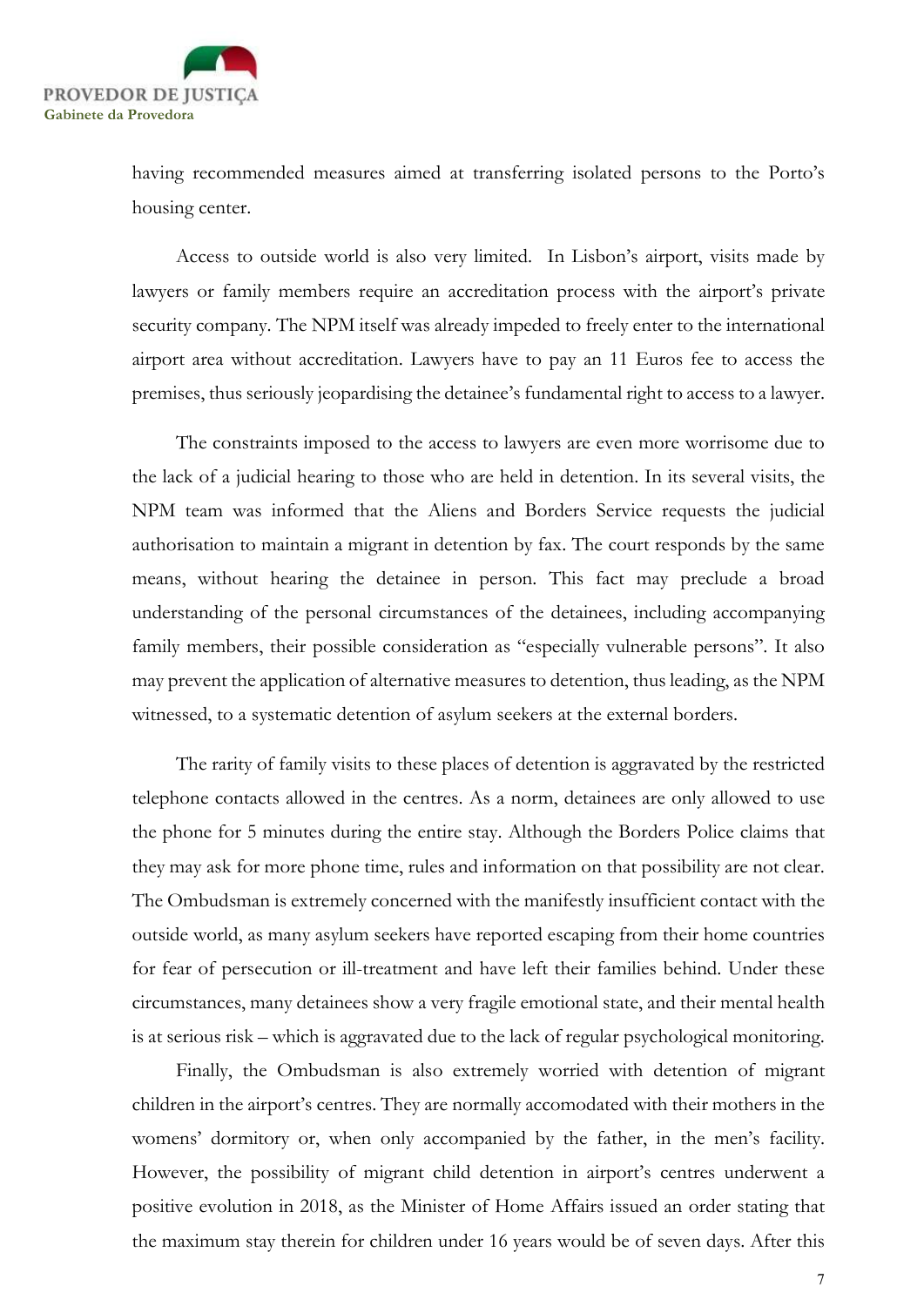having recommended measures aimed at transferring isolated persons to the Porto's housing center.

Access to outside world is also very limited. In Lisbon's airport, visits made by lawyers or family members require an accreditation process with the airport's private security company. The NPM itself was already impeded to freely enter to the international airport area without accreditation. Lawyers have to pay an 11 Euros fee to access the premises, thus seriously jeopardising the detainee's fundamental right to access to a lawyer.

The constraints imposed to the access to lawyers are even more worrisome due to the lack of a judicial hearing to those who are held in detention. In its several visits, the NPM team was informed that the Aliens and Borders Service requests the judicial authorisation to maintain a migrant in detention by fax. The court responds by the same means, without hearing the detainee in person. This fact may preclude a broad understanding of the personal circumstances of the detainees, including accompanying family members, their possible consideration as "especially vulnerable persons". It also may prevent the application of alternative measures to detention, thus leading, as the NPM witnessed, to a systematic detention of asylum seekers at the external borders.

The rarity of family visits to these places of detention is aggravated by the restricted telephone contacts allowed in the centres. As a norm, detainees are only allowed to use the phone for 5 minutes during the entire stay. Although the Borders Police claims that they may ask for more phone time, rules and information on that possibility are not clear. The Ombudsman is extremely concerned with the manifestly insufficient contact with the outside world, as many asylum seekers have reported escaping from their home countries for fear of persecution or ill-treatment and have left their families behind. Under these circumstances, many detainees show a very fragile emotional state, and their mental health is at serious risk – which is aggravated due to the lack of regular psychological monitoring.

Finally, the Ombudsman is also extremely worried with detention of migrant children in the airport's centres. They are normally accomodated with their mothers in the womens' dormitory or, when only accompanied by the father, in the men's facility. However, the possibility of migrant child detention in airport's centres underwent a positive evolution in 2018, as the Minister of Home Affairs issued an order stating that the maximum stay therein for children under 16 years would be of seven days. After this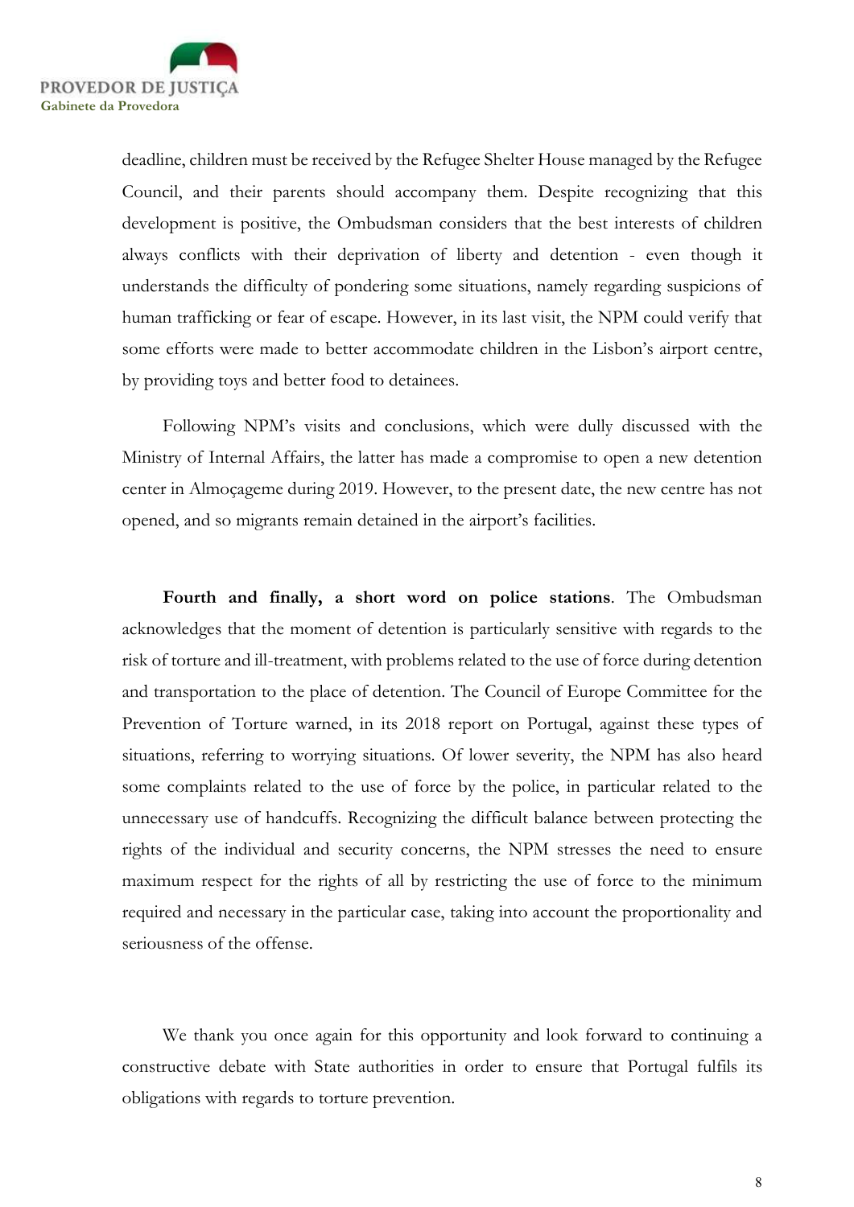deadline, children must be received by the Refugee Shelter House managed by the Refugee Council, and their parents should accompany them. Despite recognizing that this development is positive, the Ombudsman considers that the best interests of children always conflicts with their deprivation of liberty and detention - even though it understands the difficulty of pondering some situations, namely regarding suspicions of human trafficking or fear of escape. However, in its last visit, the NPM could verify that some efforts were made to better accommodate children in the Lisbon's airport centre, by providing toys and better food to detainees.

Following NPM's visits and conclusions, which were dully discussed with the Ministry of Internal Affairs, the latter has made a compromise to open a new detention center in Almoçageme during 2019. However, to the present date, the new centre has not opened, and so migrants remain detained in the airport's facilities.

**Fourth and finally, a short word on police stations**. The Ombudsman acknowledges that the moment of detention is particularly sensitive with regards to the risk of torture and ill-treatment, with problems related to the use of force during detention and transportation to the place of detention. The Council of Europe Committee for the Prevention of Torture warned, in its 2018 report on Portugal, against these types of situations, referring to worrying situations. Of lower severity, the NPM has also heard some complaints related to the use of force by the police, in particular related to the unnecessary use of handcuffs. Recognizing the difficult balance between protecting the rights of the individual and security concerns, the NPM stresses the need to ensure maximum respect for the rights of all by restricting the use of force to the minimum required and necessary in the particular case, taking into account the proportionality and seriousness of the offense.

We thank you once again for this opportunity and look forward to continuing a constructive debate with State authorities in order to ensure that Portugal fulfils its obligations with regards to torture prevention.